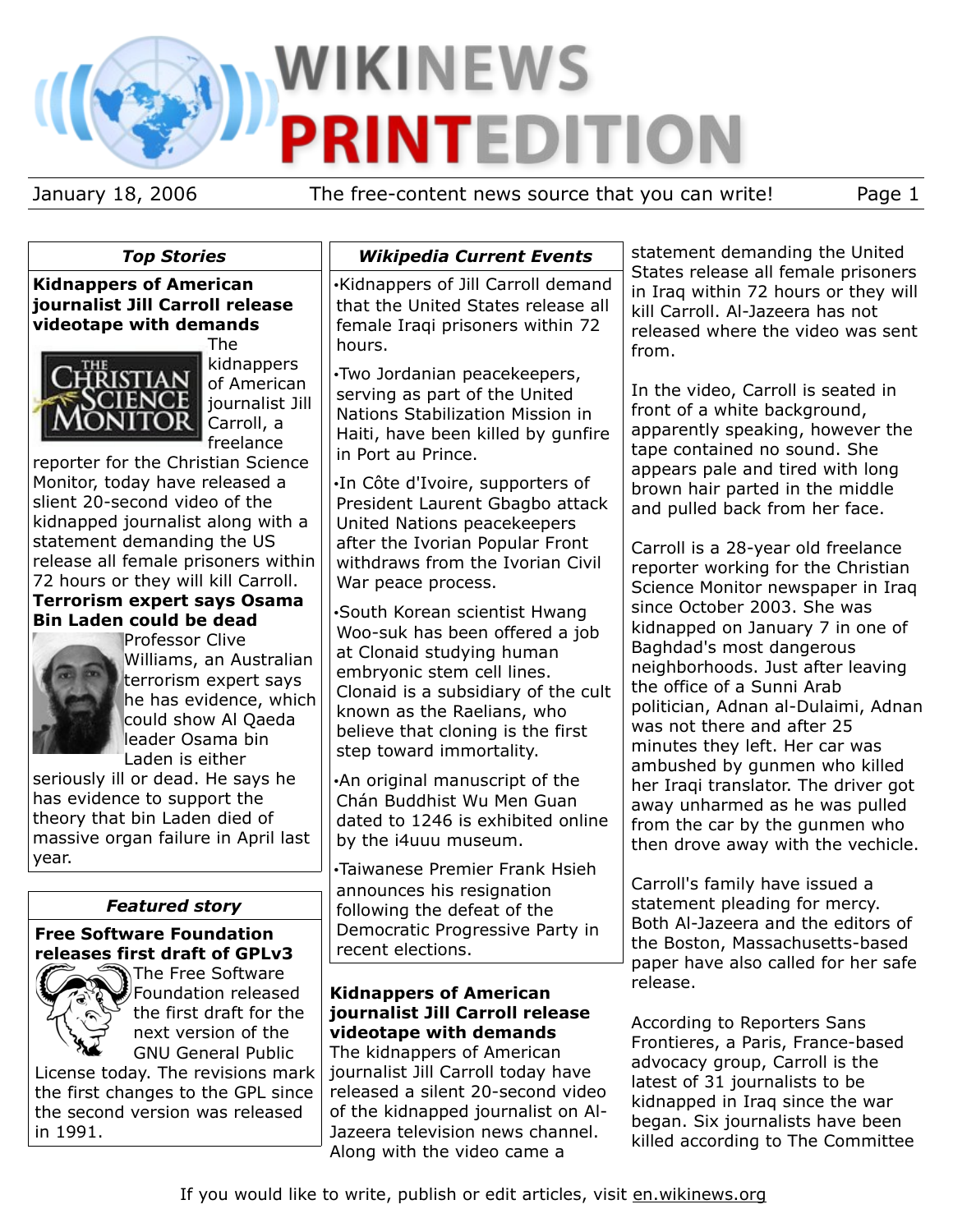# WIKINEWS PRINTEDITION

January 18, 2006 — The free-content news source that you can write!

## *Top Stories*

**Kidnappers of American journalist Jill Carroll release videotape with demands**

The kidnappers of American journalist Jill Carroll, a freelance reporter for the Christian Science Monitor, today have released a slient 20-second video of the kidnapped journalist along with a statement demanding the US release all female prisoners within 72 hours or they will kill Carroll.

**Terrorism expert says Osama Bin Laden could be dead**

Professor Clive Williams, an Australian terrorism expert says he has evidence, which could show Al Qaeda leader Osama bin Laden is either seriously ill or dead. He says he has evidence to support the theory that bin Laden died of massive organ failure in April last year.

## *Featured story*

**Free Software Foundation releases first draft of GPLv3**

The Free Software Foundation released the first draft for the next version of the GNU General Public License today. The revisions mark the first changes to the GPL since the second version was released in 1991.

## *Wikipedia Current Events*

- Kidnappers of Jill Carroll demand that the United States release all female Iraqi prisoners within 72 hours.
- Two Jordanian peacekeepers, serving as part of the United Nations Stabilization Mission in Haiti, have been killed by gunfire in Port au Prince.
- In Côte d'Ivoire, supporters of President Laurent Gbagbo attack United Nations peacekeepers after the Ivorian Popular Front withdraws from the Ivorian Civil War peace process.
- South Korean scientist Hwang Woo-suk has been offered a job at Clonaid studying human embryonic stem cell lines. Clonaid is a subsidiary of the cult known as the Raelians, who believe that cloning is the first step toward immortality.
- An original manuscript of the Chán Buddhist Wu Men Guan dated to 1246 is exhibited online by the i4uuu museum.
- Taiwanese Premier Frank Hsieh announces his resignation following the defeat of the Democratic Progressive Party in recent elections.

## Kidnappers of American journalist Jill Carroll release videotape with demands

The kidnappers of American journalist Jill Carroll today have released a silent 20-second video of the kidnapped journalist on Al-Jazeera television news channel. Along with the video came a statement demanding the United States release all female prisoners in Iraq within 72 hours or they will kill Carroll. Al-Jazeera has not released where the video was sent from.

In the video, Carroll is seated in front of a white background, apparently speaking, however the tape contained no sound. She appears pale and tired with long brown hair parted in the middle and pulled back from her face.

Carroll is a 28-year old freelance reporter working for the Christian Science Monitor newspaper in Iraq since October 2003. She was kidnapped on January 7 in one of Baghdad's most dangerous neighborhoods. Just after leaving the office of a Sunni Arab politician, Adnan al-Dulaimi, Adnan was not there and after 25 minutes they left. Her car was ambushed by gunmen who killed her Iraqi translator. The driver got away unharmed as he was pulled from the car by the gunmen who then drove away with the vechicle.

Carroll's family have issued a statement pleading for mercy. Both Al-Jazeera and the editors of the Boston, Massachusetts-based paper have also called for her safe release.

According to Reporters Sans Frontieres, a Paris, France-based advocacy group, Carroll is the latest of 31 journalists to be kidnapped in Iraq since the war began. Six journalists have been killed according to The Committee

If you would like to write, publish or edit articles, visit en.wikinews.org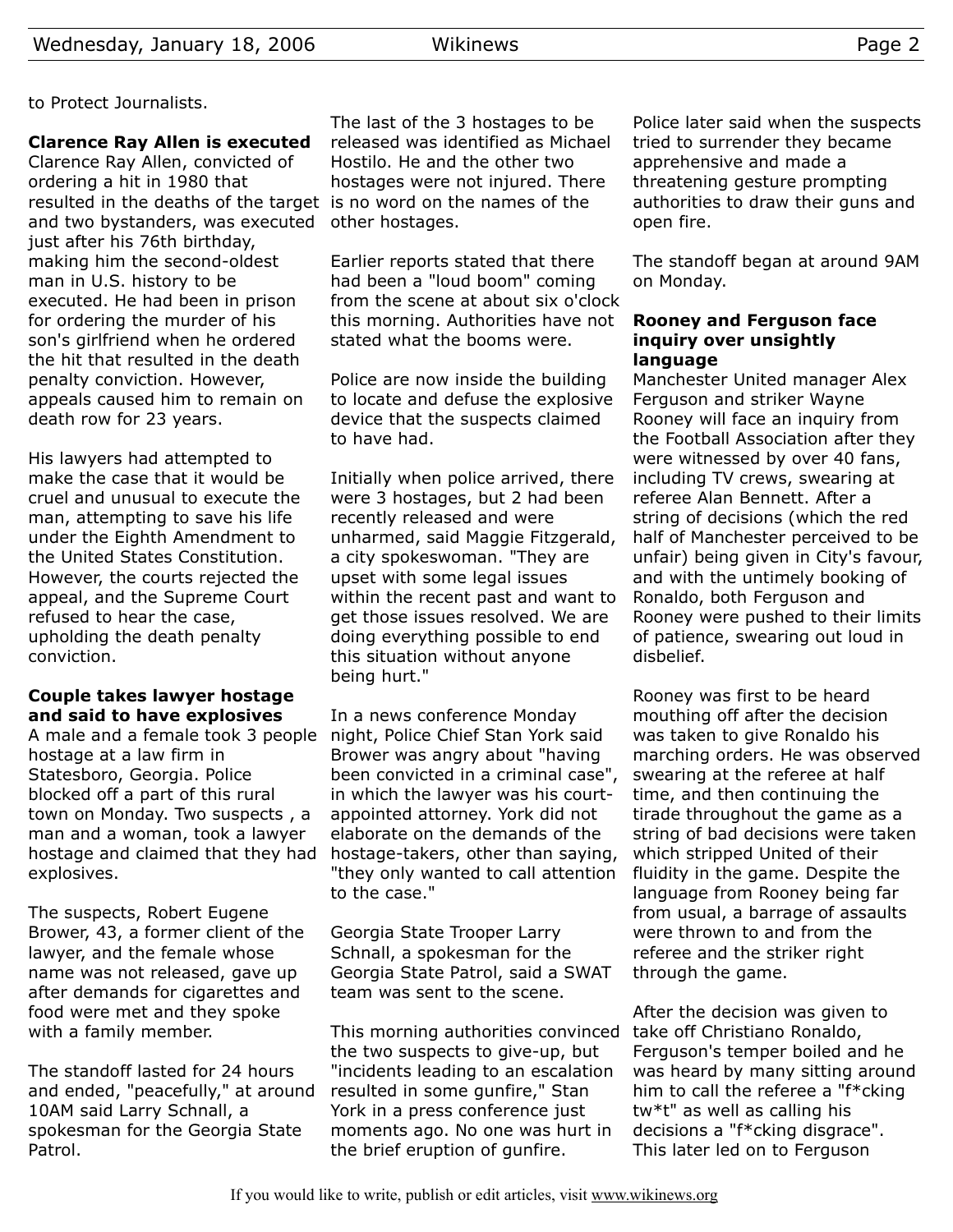to Protect Journalists.

**Clarence Ray Allen is executed**

Clarence Ray Allen, convicted of ordering a hit in 1980 that resulted in the deaths of the target and two bystanders, was executed just after his 76th birthday, making him the second-oldest man in U.S. history to be executed. He had been in prison for ordering the murder of his son's girlfriend when he ordered the hit that resulted in the death penalty conviction. However, appeals caused him to remain on death row for 23 years.

His lawyers had attempted to make the case that it would be cruel and unusual to execute the man, attempting to save his life under the Eighth Amendment to the United States Constitution. However, the courts rejected the appeal, and the Supreme Court refused to hear the case, upholding the death penalty conviction.

**Couple takes lawyer hostage and said to have explosives**

A male and a female took 3 people hostage at a law firm in Statesboro, Georgia. Police blocked off a part of this rural town on Monday. Two suspects , a man and a woman, took a lawyer hostage and claimed that they had explosives.

The suspects, Robert Eugene Brower, 43, a former client of the lawyer, and the female whose name was not released, gave up after demands for cigarettes and food were met and they spoke with a family member.

The standoff lasted for 24 hours and ended, "peacefully," at around 10AM said Larry Schnall, a spokesman for the Georgia State Patrol.

The last of the 3 hostages to be released was identified as Michael Hostilo. He and the other two hostages were not injured. There is no word on the names of the other hostages.

Earlier reports stated that there had been a "loud boom" coming from the scene at about six o'clock this morning. Authorities have not stated what the booms were.

Police are now inside the building to locate and defuse the explosive device that the suspects claimed to have had.

Initially when police arrived, there were 3 hostages, but 2 had been recently released and were unharmed, said Maggie Fitzgerald, a city spokeswoman. "They are upset with some legal issues within the recent past and want to get those issues resolved. We are doing everything possible to end this situation without anyone being hurt."

In a news conference Monday night, Police Chief Stan York said Brower was angry about "having been convicted in a criminal case", in which the lawyer was his court-appointed attorney. York did not elaborate on the demands of the hostage-takers, other than saying, "they only wanted to call attention to the case."

Georgia State Trooper Larry Schnall, a spokesman for the Georgia State Patrol, said a SWAT team was sent to the scene.

This morning authorities convinced the two suspects to give-up, but "incidents leading to an escalation resulted in some gunfire," Stan York in a press conference just moments ago. No one was hurt in the brief eruption of gunfire.

Police later said when the suspects tried to surrender they became apprehensive and made a threatening gesture prompting authorities to draw their guns and open fire.

The standoff began at around 9AM on Monday.

**Rooney and Ferguson face inquiry over unsightly language**

Manchester United manager Alex Ferguson and striker Wayne Rooney will face an inquiry from the Football Association after they were witnessed by over 40 fans, including TV crews, swearing at referee Alan Bennett. After a string of decisions (which the red half of Manchester perceived to be unfair) being given in City's favour, and with the untimely booking of Ronaldo, both Ferguson and Rooney were pushed to their limits of patience, swearing out loud in disbelief.

Rooney was first to be heard mouthing off after the decision was taken to give Ronaldo his marching orders. He was observed swearing at the referee at half time, and then continuing the tirade throughout the game as a string of bad decisions were taken which stripped United of their fluidity in the game. Despite the language from Rooney being far from usual, a barrage of assaults were thrown to and from the referee and the striker right through the game.

After the decision was given to take off Christiano Ronaldo, Ferguson's temper boiled and he was heard by many sitting around him to call the referee a "f*cking tw*t" as well as calling his decisions a "f*cking disgrace". This later led on to Ferguson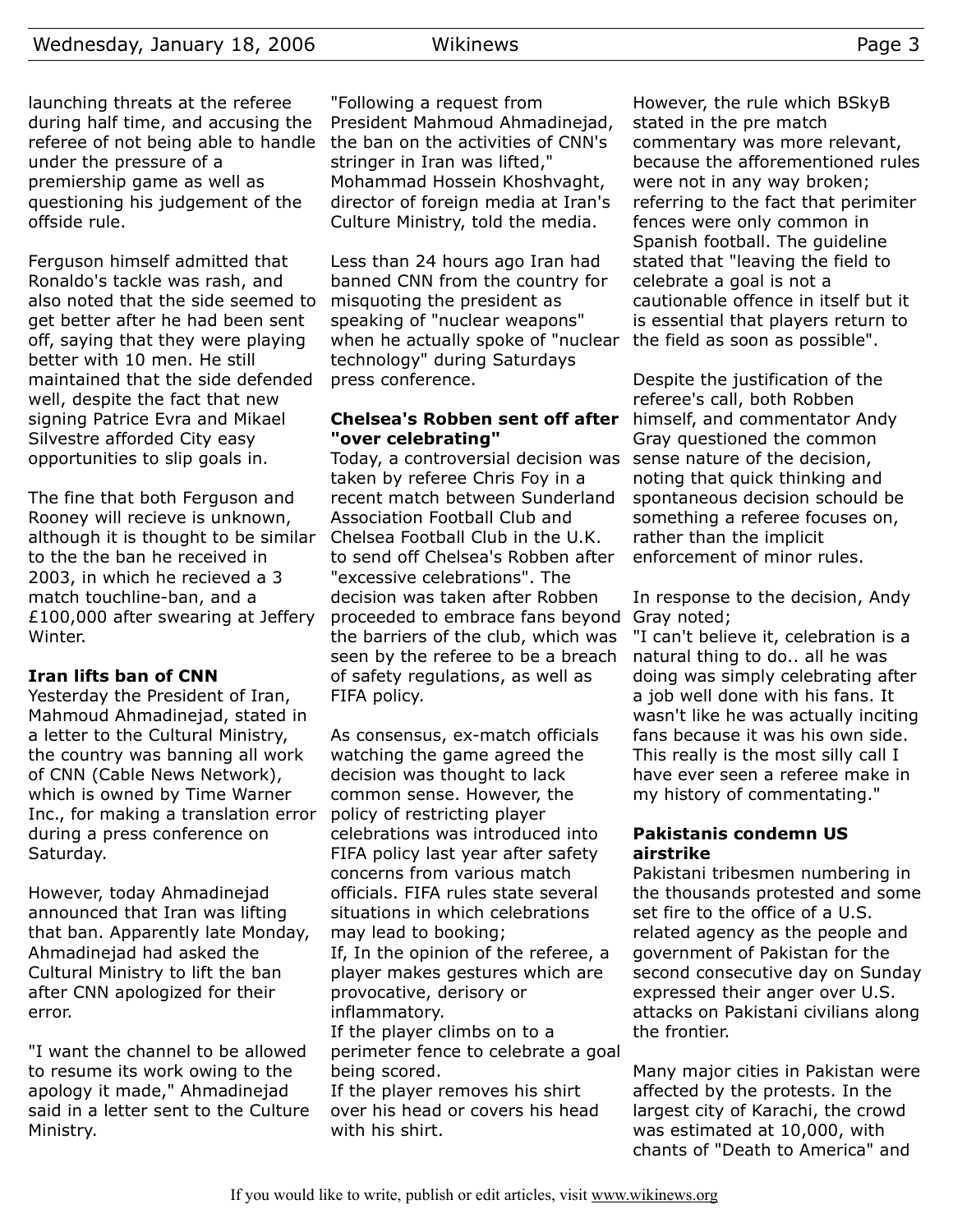launching threats at the referee during half time, and accusing the referee of not being able to handle under the pressure of a premiership game as well as questioning his judgement of the offside rule.

Ferguson himself admitted that Ronaldo's tackle was rash, and also noted that the side seemed to get better after he had been sent off, saying that they were playing better with 10 men. He still maintained that the side defended well, despite the fact that new signing Patrice Evra and Mikael Silvestre afforded City easy opportunities to slip goals in.

The fine that both Ferguson and Rooney will recieve is unknown, although it is thought to be similar to the the ban he received in 2003, in which he recieved a 3 match touchline-ban, and a £100,000 after swearing at Jeffery Winter.

**Iran lifts ban of CNN**

Yesterday the President of Iran, Mahmoud Ahmadinejad, stated in a letter to the Cultural Ministry, the country was banning all work of CNN (Cable News Network), which is owned by Time Warner Inc., for making a translation error during a press conference on Saturday.

However, today Ahmadinejad announced that Iran was lifting that ban. Apparently late Monday, Ahmadinejad had asked the Cultural Ministry to lift the ban after CNN apologized for their error.

"I want the channel to be allowed to resume its work owing to the apology it made," Ahmadinejad said in a letter sent to the Culture Ministry.

"Following a request from President Mahmoud Ahmadinejad, the ban on the activities of CNN's stringer in Iran was lifted," Mohammad Hossein Khoshvaght, director of foreign media at Iran's Culture Ministry, told the media.

Less than 24 hours ago Iran had banned CNN from the country for misquoting the president as speaking of "nuclear weapons" when he actually spoke of "nuclear technology" during Saturdays press conference.

**Chelsea's Robben sent off after "over celebrating"**

Today, a controversial decision was taken by referee Chris Foy in a recent match between Sunderland Association Football Club and Chelsea Football Club in the U.K. to send off Chelsea's Robben after "excessive celebrations". The decision was taken after Robben proceeded to embrace fans beyond the barriers of the club, which was seen by the referee to be a breach of safety regulations, as well as FIFA policy.

As consensus, ex-match officials watching the game agreed the decision was thought to lack common sense. However, the policy of restricting player celebrations was introduced into FIFA policy last year after safety concerns from various match officials. FIFA rules state several situations in which celebrations may lead to booking;
If, In the opinion of the referee, a player makes gestures which are provocative, derisory or inflammatory.
If the player climbs on to a perimeter fence to celebrate a goal being scored.
If the player removes his shirt over his head or covers his head with his shirt.

However, the rule which BSkyB stated in the pre match commentary was more relevant, because the afforementioned rules were not in any way broken; referring to the fact that perimiter fences were only common in Spanish football. The guideline stated that "leaving the field to celebrate a goal is not a cautionable offence in itself but it is essential that players return to the field as soon as possible".

Despite the justification of the referee's call, both Robben himself, and commentator Andy Gray questioned the common sense nature of the decision, noting that quick thinking and spontaneous decision schould be something a referee focuses on, rather than the implicit enforcement of minor rules.

In response to the decision, Andy Gray noted;
"I can't believe it, celebration is a natural thing to do.. all he was doing was simply celebrating after a job well done with his fans. It wasn't like he was actually inciting fans because it was his own side. This really is the most silly call I have ever seen a referee make in my history of commentating."

**Pakistanis condemn US airstrike**

Pakistani tribesmen numbering in the thousands protested and some set fire to the office of a U.S. related agency as the people and government of Pakistan for the second consecutive day on Sunday expressed their anger over U.S. attacks on Pakistani civilians along the frontier.

Many major cities in Pakistan were affected by the protests. In the largest city of Karachi, the crowd was estimated at 10,000, with chants of "Death to America" and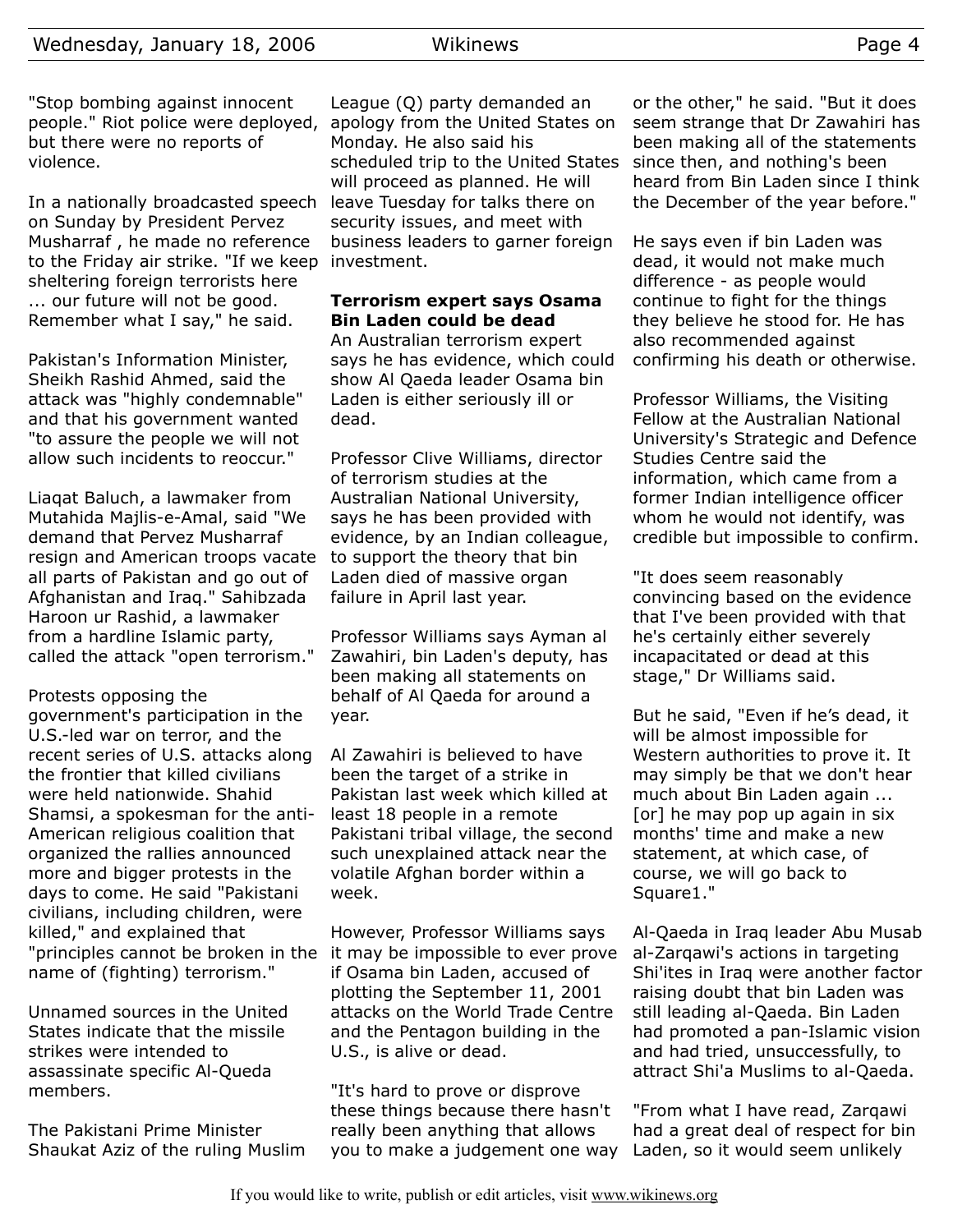"Stop bombing against innocent people." Riot police were deployed, but there were no reports of violence.

In a nationally broadcasted speech on Sunday by President Pervez Musharraf , he made no reference to the Friday air strike. "If we keep sheltering foreign terrorists here ... our future will not be good. Remember what I say," he said.

Pakistan's Information Minister, Sheikh Rashid Ahmed, said the attack was "highly condemnable" and that his government wanted "to assure the people we will not allow such incidents to reoccur."

Liaqat Baluch, a lawmaker from Mutahida Majlis-e-Amal, said "We demand that Pervez Musharraf resign and American troops vacate all parts of Pakistan and go out of Afghanistan and Iraq." Sahibzada Haroon ur Rashid, a lawmaker from a hardline Islamic party, called the attack "open terrorism."

Protests opposing the government's participation in the U.S.-led war on terror, and the recent series of U.S. attacks along the frontier that killed civilians were held nationwide. Shahid Shamsi, a spokesman for the anti-American religious coalition that organized the rallies announced more and bigger protests in the days to come. He said "Pakistani civilians, including children, were killed," and explained that "principles cannot be broken in the name of (fighting) terrorism."

Unnamed sources in the United States indicate that the missile strikes were intended to assassinate specific Al-Queda members.

The Pakistani Prime Minister Shaukat Aziz of the ruling Muslim League (Q) party demanded an apology from the United States on Monday. He also said his scheduled trip to the United States will proceed as planned. He will leave Tuesday for talks there on security issues, and meet with business leaders to garner foreign investment.

**Terrorism expert says Osama Bin Laden could be dead**

An Australian terrorism expert says he has evidence, which could show Al Qaeda leader Osama bin Laden is either seriously ill or dead.

Professor Clive Williams, director of terrorism studies at the Australian National University, says he has been provided with evidence, by an Indian colleague, to support the theory that bin Laden died of massive organ failure in April last year.

Professor Williams says Ayman al Zawahiri, bin Laden's deputy, has been making all statements on behalf of Al Qaeda for around a year.

Al Zawahiri is believed to have been the target of a strike in Pakistan last week which killed at least 18 people in a remote Pakistani tribal village, the second such unexplained attack near the volatile Afghan border within a week.

However, Professor Williams says it may be impossible to ever prove if Osama bin Laden, accused of plotting the September 11, 2001 attacks on the World Trade Centre and the Pentagon building in the U.S., is alive or dead.

"It's hard to prove or disprove these things because there hasn't really been anything that allows you to make a judgement one way or the other," he said. "But it does seem strange that Dr Zawahiri has been making all of the statements since then, and nothing's been heard from Bin Laden since I think the December of the year before."

He says even if bin Laden was dead, it would not make much difference - as people would continue to fight for the things they believe he stood for. He has also recommended against confirming his death or otherwise.

Professor Williams, the Visiting Fellow at the Australian National University's Strategic and Defence Studies Centre said the information, which came from a former Indian intelligence officer whom he would not identify, was credible but impossible to confirm.

"It does seem reasonably convincing based on the evidence that I've been provided with that he's certainly either severely incapacitated or dead at this stage," Dr Williams said.

But he said, "Even if he's dead, it will be almost impossible for Western authorities to prove it. It may simply be that we don't hear much about Bin Laden again ... [or] he may pop up again in six months' time and make a new statement, at which case, of course, we will go back to Square1."

Al-Qaeda in Iraq leader Abu Musab al-Zarqawi's actions in targeting Shi'ites in Iraq were another factor raising doubt that bin Laden was still leading al-Qaeda. Bin Laden had promoted a pan-Islamic vision and had tried, unsuccessfully, to attract Shi'a Muslims to al-Qaeda.

"From what I have read, Zarqawi had a great deal of respect for bin Laden, so it would seem unlikely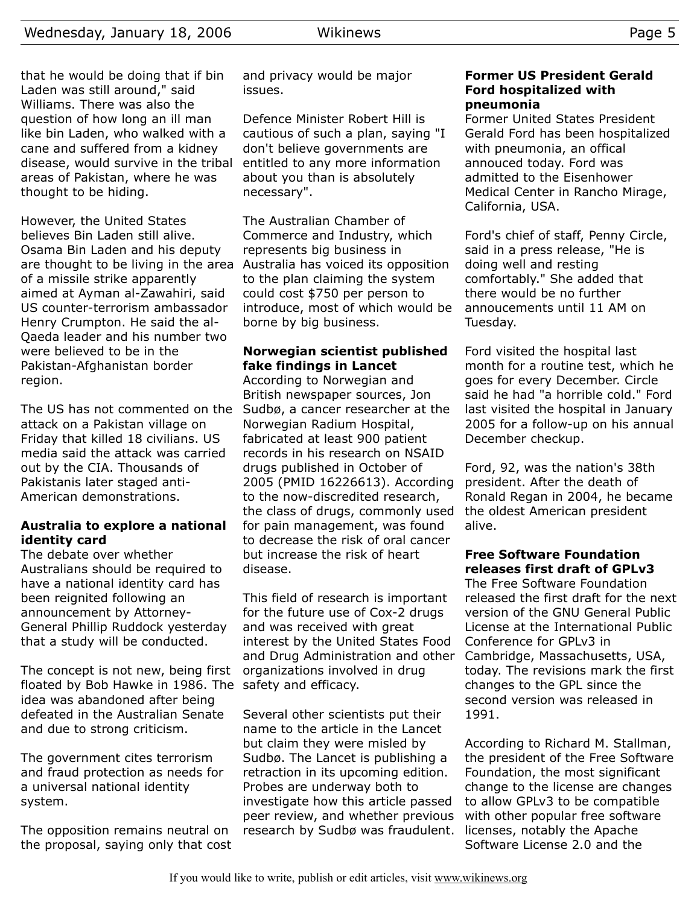that he would be doing that if bin Laden was still around," said Williams. There was also the question of how long an ill man like bin Laden, who walked with a cane and suffered from a kidney disease, would survive in the tribal areas of Pakistan, where he was thought to be hiding.

However, the United States believes Bin Laden still alive. Osama Bin Laden and his deputy are thought to be living in the area of a missile strike apparently aimed at Ayman al-Zawahiri, said US counter-terrorism ambassador Henry Crumpton. He said the al-Qaeda leader and his number two were believed to be in the Pakistan-Afghanistan border region.

The US has not commented on the attack on a Pakistan village on Friday that killed 18 civilians. US media said the attack was carried out by the CIA. Thousands of Pakistanis later staged anti-American demonstrations.

### Australia to explore a national identity card

The debate over whether Australians should be required to have a national identity card has been reignited following an announcement by Attorney-General Phillip Ruddock yesterday that a study will be conducted.

The concept is not new, being first floated by Bob Hawke in 1986. The idea was abandoned after being defeated in the Australian Senate and due to strong criticism.

The government cites terrorism and fraud protection as needs for a universal national identity system.

The opposition remains neutral on the proposal, saying only that cost and privacy would be major issues.

Defence Minister Robert Hill is cautious of such a plan, saying "I don't believe governments are entitled to any more information about you than is absolutely necessary".

The Australian Chamber of Commerce and Industry, which represents big business in Australia has voiced its opposition to the plan claiming the system could cost $750 per person to introduce, most of which would be borne by big business.

### Norwegian scientist published fake findings in Lancet

According to Norwegian and British newspaper sources, Jon Sudbø, a cancer researcher at the Norwegian Radium Hospital, fabricated at least 900 patient records in his research on NSAID drugs published in October of 2005 (PMID 16226613). According to the now-discredited research, the class of drugs, commonly used for pain management, was found to decrease the risk of oral cancer but increase the risk of heart disease.

This field of research is important for the future use of Cox-2 drugs and was received with great interest by the United States Food and Drug Administration and other organizations involved in drug safety and efficacy.

Several other scientists put their name to the article in the Lancet but claim they were misled by Sudbø. The Lancet is publishing a retraction in its upcoming edition. Probes are underway both to investigate how this article passed peer review, and whether previous research by Sudbø was fraudulent.

### Former US President Gerald Ford hospitalized with pneumonia

Former United States President Gerald Ford has been hospitalized with pneumonia, an offical annouced today. Ford was admitted to the Eisenhower Medical Center in Rancho Mirage, California, USA.

Ford's chief of staff, Penny Circle, said in a press release, "He is doing well and resting comfortably." She added that there would be no further annoucements until 11 AM on Tuesday.

Ford visited the hospital last month for a routine test, which he goes for every December. Circle said he had "a horrible cold." Ford last visited the hospital in January 2005 for a follow-up on his annual December checkup.

Ford, 92, was the nation's 38th president. After the death of Ronald Regan in 2004, he became the oldest American president alive.

### Free Software Foundation releases first draft of GPLv3

The Free Software Foundation released the first draft for the next version of the GNU General Public License at the International Public Conference for GPLv3 in Cambridge, Massachusetts, USA, today. The revisions mark the first changes to the GPL since the second version was released in 1991.

According to Richard M. Stallman, the president of the Free Software Foundation, the most significant change to the license are changes to allow GPLv3 to be compatible with other popular free software licenses, notably the Apache Software License 2.0 and the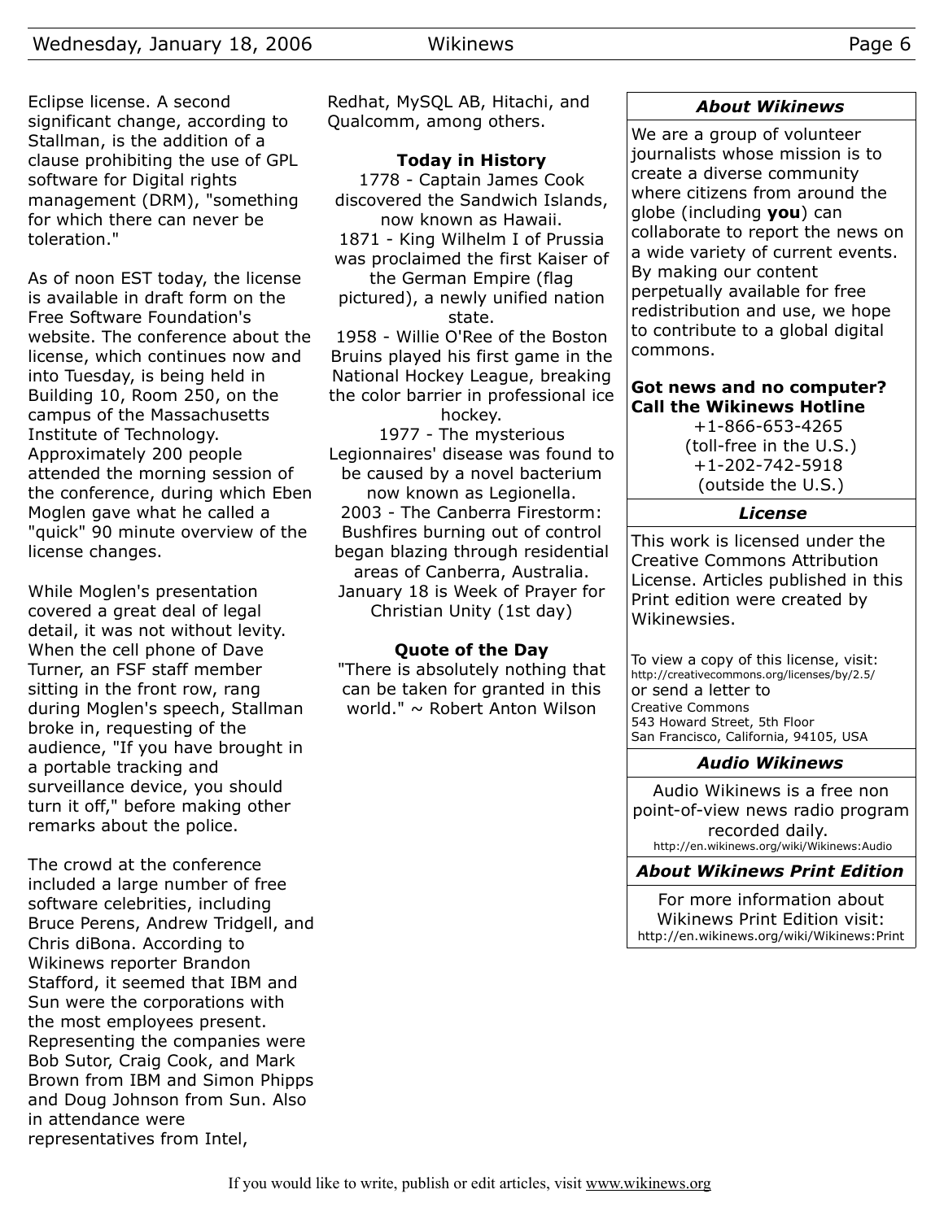Eclipse license. A second significant change, according to Stallman, is the addition of a clause prohibiting the use of GPL software for Digital rights management (DRM), "something for which there can never be toleration."

As of noon EST today, the license is available in draft form on the Free Software Foundation's website. The conference about the license, which continues now and into Tuesday, is being held in Building 10, Room 250, on the campus of the Massachusetts Institute of Technology. Approximately 200 people attended the morning session of the conference, during which Eben Moglen gave what he called a "quick" 90 minute overview of the license changes.

While Moglen's presentation covered a great deal of legal detail, it was not without levity. When the cell phone of Dave Turner, an FSF staff member sitting in the front row, rang during Moglen's speech, Stallman broke in, requesting of the audience, "If you have brought in a portable tracking and surveillance device, you should turn it off," before making other remarks about the police.

The crowd at the conference included a large number of free software celebrities, including Bruce Perens, Andrew Tridgell, and Chris diBona. According to Wikinews reporter Brandon Stafford, it seemed that IBM and Sun were the corporations with the most employees present. Representing the companies were Bob Sutor, Craig Cook, and Mark Brown from IBM and Simon Phipps and Doug Johnson from Sun. Also in attendance were representatives from Intel, Redhat, MySQL AB, Hitachi, and Qualcomm, among others.

### Today in History

1778 - Captain James Cook discovered the Sandwich Islands, now known as Hawaii.
1871 - King Wilhelm I of Prussia was proclaimed the first Kaiser of the German Empire (flag pictured), a newly unified nation state.
1958 - Willie O'Ree of the Boston Bruins played his first game in the National Hockey League, breaking the color barrier in professional ice hockey.
1977 - The mysterious Legionnaires' disease was found to be caused by a novel bacterium now known as Legionella.
2003 - The Canberra Firestorm: Bushfires burning out of control began blazing through residential areas of Canberra, Australia.
January 18 is Week of Prayer for Christian Unity (1st day)

### Quote of the Day

"There is absolutely nothing that can be taken for granted in this world." ~ Robert Anton Wilson

### *About Wikinews*

We are a group of volunteer journalists whose mission is to create a diverse community where citizens from around the globe (including **you**) can collaborate to report the news on a wide variety of current events. By making our content perpetually available for free redistribution and use, we hope to contribute to a global digital commons.

**Got news and no computer? Call the Wikinews Hotline**
+1-866-653-4265
(toll-free in the U.S.)
+1-202-742-5918
(outside the U.S.)

### *License*

This work is licensed under the Creative Commons Attribution License. Articles published in this Print edition were created by Wikinewsies.

To view a copy of this license, visit: http://creativecommons.org/licenses/by/2.5/
or send a letter to
Creative Commons
543 Howard Street, 5th Floor
San Francisco, California, 94105, USA

### *Audio Wikinews*

Audio Wikinews is a free non point-of-view news radio program recorded daily.
http://en.wikinews.org/wiki/Wikinews:Audio

### *About Wikinews Print Edition*

For more information about Wikinews Print Edition visit:
http://en.wikinews.org/wiki/Wikinews:Print

If you would like to write, publish or edit articles, visit www.wikinews.org